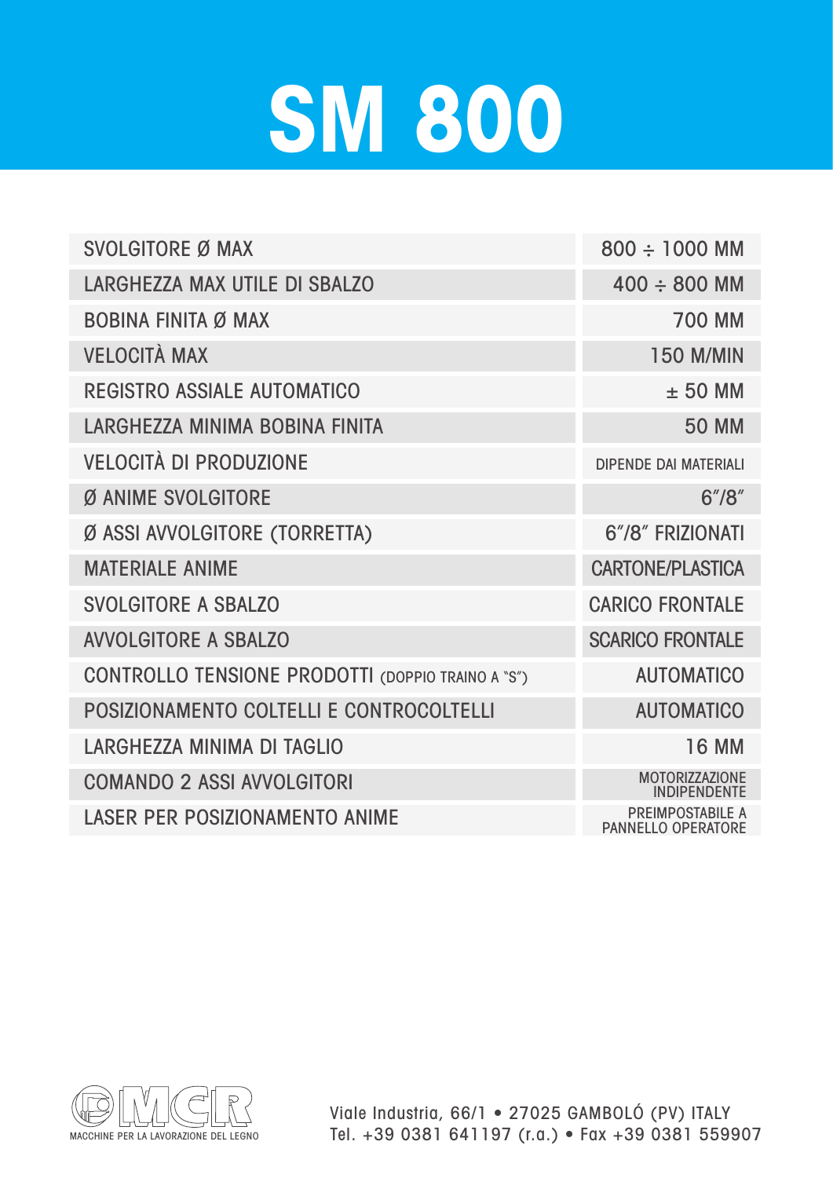# SM 800

| | |
|---|---|
| SVOLGITORE Ø MAX | 800 ÷ 1000 MM |
| LARGHEZZA MAX UTILE DI SBALZO | 400 ÷ 800 MM |
| BOBINA FINITA Ø MAX | 700 MM |
| VELOCITÀ MAX | 150 M/MIN |
| REGISTRO ASSIALE AUTOMATICO | ± 50 MM |
| LARGHEZZA MINIMA BOBINA FINITA | 50 MM |
| VELOCITÀ DI PRODUZIONE | DIPENDE DAI MATERIALI |
| Ø ANIME SVOLGITORE | 6"/8" |
| Ø ASSI AVVOLGITORE (TORRETTA) | 6"/8" FRIZIONATI |
| MATERIALE ANIME | CARTONE/PLASTICA |
| SVOLGITORE A SBALZO | CARICO FRONTALE |
| AVVOLGITORE A SBALZO | SCARICO FRONTALE |
| CONTROLLO TENSIONE PRODOTTI (DOPPIO TRAINO A "S") | AUTOMATICO |
| POSIZIONAMENTO COLTELLI E CONTROCOLTELLI | AUTOMATICO |
| LARGHEZZA MINIMA DI TAGLIO | 16 MM |
| COMANDO 2 ASSI AVVOLGITORI | MOTORIZZAZIONE INDIPENDENTE |
| LASER PER POSIZIONAMENTO ANIME | PREIMPOSTABILE A PANNELLO OPERATORE |

MCR
MACCHINE PER LA LAVORAZIONE DEL LEGNO

Viale Industria, 66/1 • 27025 GAMBOLÓ (PV) ITALY
Tel. +39 0381 641197 (r.a.) • Fax +39 0381 559907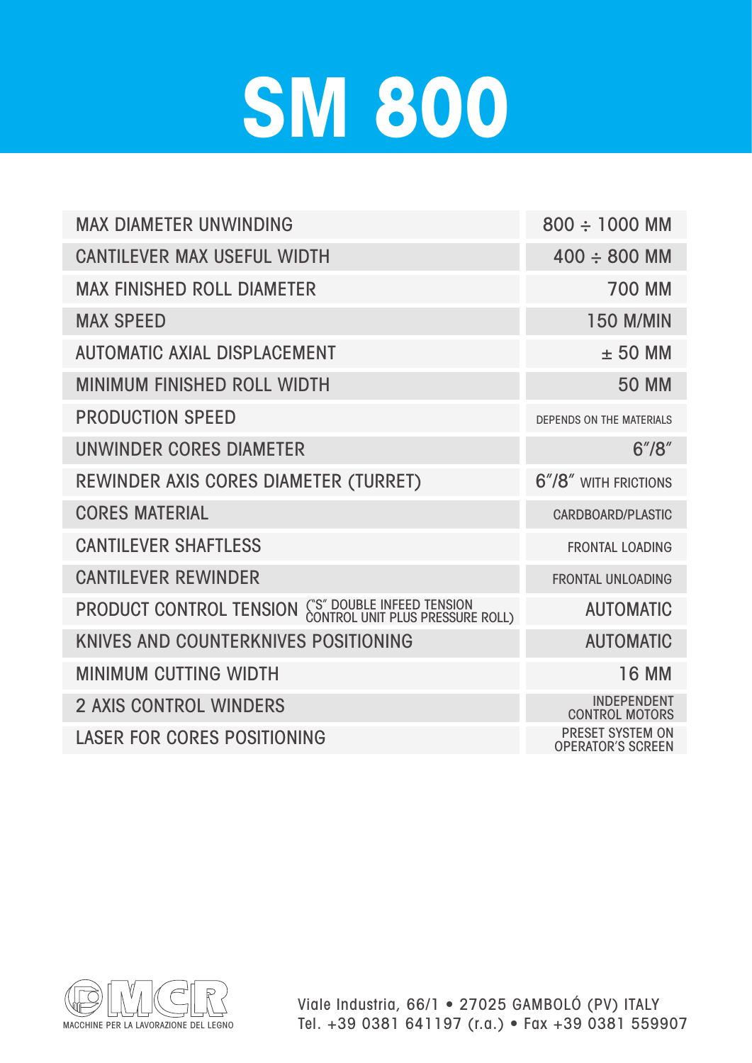# SM 800

| | |
|---|---|
| MAX DIAMETER UNWINDING | 800 ÷ 1000 MM |
| CANTILEVER MAX USEFUL WIDTH | 400 ÷ 800 MM |
| MAX FINISHED ROLL DIAMETER | 700 MM |
| MAX SPEED | 150 M/MIN |
| AUTOMATIC AXIAL DISPLACEMENT | ± 50 MM |
| MINIMUM FINISHED ROLL WIDTH | 50 MM |
| PRODUCTION SPEED | DEPENDS ON THE MATERIALS |
| UNWINDER CORES DIAMETER | 6″/8″ |
| REWINDER AXIS CORES DIAMETER (TURRET) | 6″/8″ WITH FRICTIONS |
| CORES MATERIAL | CARDBOARD/PLASTIC |
| CANTILEVER SHAFTLESS | FRONTAL LOADING |
| CANTILEVER REWINDER | FRONTAL UNLOADING |
| PRODUCT CONTROL TENSION ("S" DOUBLE INFEED TENSION CONTROL UNIT PLUS PRESSURE ROLL) | AUTOMATIC |
| KNIVES AND COUNTERKNIVES POSITIONING | AUTOMATIC |
| MINIMUM CUTTING WIDTH | 16 MM |
| 2 AXIS CONTROL WINDERS | INDEPENDENT CONTROL MOTORS |
| LASER FOR CORES POSITIONING | PRESET SYSTEM ON OPERATOR'S SCREEN |

OMCR
MACCHINE PER LA LAVORAZIONE DEL LEGNO

Viale Industria, 66/1 • 27025 GAMBOLÓ (PV) ITALY
Tel. +39 0381 641197 (r.a.) • Fax +39 0381 559907